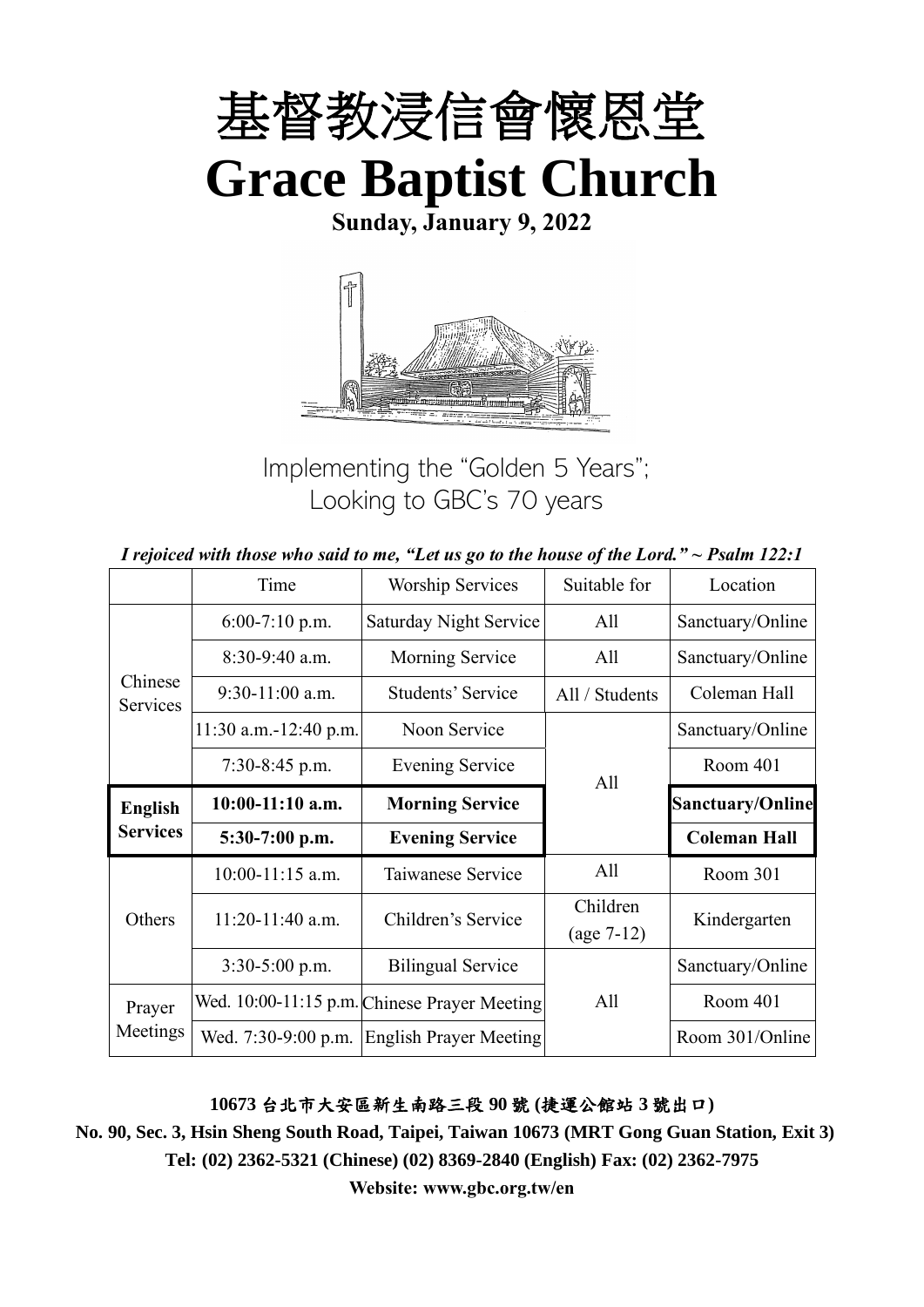# 基督教浸信會懷恩堂

# Grace Baptist Church

**Sunday, January 9, 2022**

Implementing the "Golden 5 Years";
Looking to GBC's 70 years

*I rejoiced with those who said to me, "Let us go to the house of the Lord." ~ Psalm 122:1*

| | Time | Worship Services | Suitable for | Location |
|---|---|---|---|---|
| Chinese Services | 6:00-7:10 p.m. | Saturday Night Service | All | Sanctuary/Online |
| | 8:30-9:40 a.m. | Morning Service | All | Sanctuary/Online |
| | 9:30-11:00 a.m. | Students' Service | All / Students | Coleman Hall |
| | 11:30 a.m.-12:40 p.m. | Noon Service | All | Sanctuary/Online |
| | 7:30-8:45 p.m. | Evening Service | | Room 401 |
| **English Services** | **10:00-11:10 a.m.** | **Morning Service** | | **Sanctuary/Online** |
| | **5:30-7:00 p.m.** | **Evening Service** | | **Coleman Hall** |
| Others | 10:00-11:15 a.m. | Taiwanese Service | All | Room 301 |
| | 11:20-11:40 a.m. | Children's Service | Children (age 7-12) | Kindergarten |
| | 3:30-5:00 p.m. | Bilingual Service | All | Sanctuary/Online |
| Prayer Meetings | Wed. 10:00-11:15 p.m. | Chinese Prayer Meeting | | Room 401 |
| | Wed. 7:30-9:00 p.m. | English Prayer Meeting | | Room 301/Online |

**10673 台北市大安區新生南路三段 90 號 (捷運公館站 3 號出口)**

**No. 90, Sec. 3, Hsin Sheng South Road, Taipei, Taiwan 10673 (MRT Gong Guan Station, Exit 3)**

**Tel: (02) 2362-5321 (Chinese) (02) 8369-2840 (English) Fax: (02) 2362-7975**

**Website: www.gbc.org.tw/en**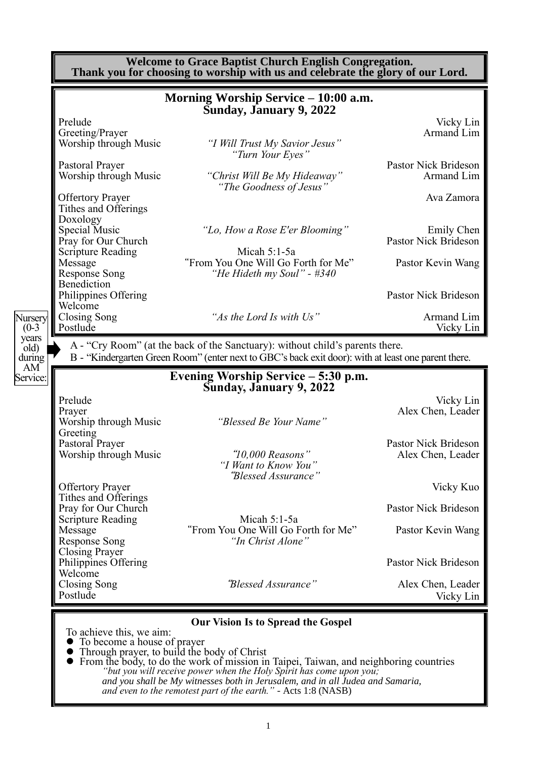**Welcome to Grace Baptist Church English Congregation.**
**Thank you for choosing to worship with us and celebrate the glory of our Lord.**

## Morning Worship Service – 10:00 a.m.
## Sunday, January 9, 2022

| | | |
|---|---|---|
| Prelude | | Vicky Lin |
| Greeting/Prayer | | Armand Lim |
| Worship through Music | *"I Will Trust My Savior Jesus"* *"Turn Your Eyes"* | |
| Pastoral Prayer | | Pastor Nick Brideson |
| Worship through Music | *"Christ Will Be My Hideaway"* *"The Goodness of Jesus"* | Armand Lim |
| Offertory Prayer | | Ava Zamora |
| Tithes and Offerings | | |
| Doxology | | |
| Special Music | *"Lo, How a Rose E'er Blooming"* | Emily Chen |
| Pray for Our Church | | Pastor Nick Brideson |
| Scripture Reading | Micah 5:1-5a | |
| Message | "From You One Will Go Forth for Me" | Pastor Kevin Wang |
| Response Song | *"He Hideth my Soul" - #340* | |
| Benediction | | |
| Philippines Offering | | Pastor Nick Brideson |
| Welcome | | |
| Closing Song | *"As the Lord Is with Us"* | Armand Lim |
| Postlude | | Vicky Lin |

Nursery (0-3 years old) during AM Service:

A - "Cry Room" (at the back of the Sanctuary): without child's parents there.
B - "Kindergarten Green Room" (enter next to GBC's back exit door): with at least one parent there.

## Evening Worship Service – 5:30 p.m.
## Sunday, January 9, 2022

| | | |
|---|---|---|
| Prelude | | Vicky Lin |
| Prayer | | Alex Chen, Leader |
| Worship through Music | *"Blessed Be Your Name"* | |
| Greeting | | |
| Pastoral Prayer | | Pastor Nick Brideson |
| Worship through Music | *"10,000 Reasons"* *"I Want to Know You"* *"Blessed Assurance"* | Alex Chen, Leader |
| Offertory Prayer | | Vicky Kuo |
| Tithes and Offerings | | |
| Pray for Our Church | | Pastor Nick Brideson |
| Scripture Reading | Micah 5:1-5a | |
| Message | "From You One Will Go Forth for Me" | Pastor Kevin Wang |
| Response Song | *"In Christ Alone"* | |
| Closing Prayer | | |
| Philippines Offering | | Pastor Nick Brideson |
| Welcome | | |
| Closing Song | *"Blessed Assurance"* | Alex Chen, Leader |
| Postlude | | Vicky Lin |

**Our Vision Is to Spread the Gospel**

To achieve this, we aim:
- To become a house of prayer
- Through prayer, to build the body of Christ
- From the body, to do the work of mission in Taipei, Taiwan, and neighboring countries

*"but you will receive power when the Holy Spirit has come upon you; and you shall be My witnesses both in Jerusalem, and in all Judea and Samaria, and even to the remotest part of the earth."* - Acts 1:8 (NASB)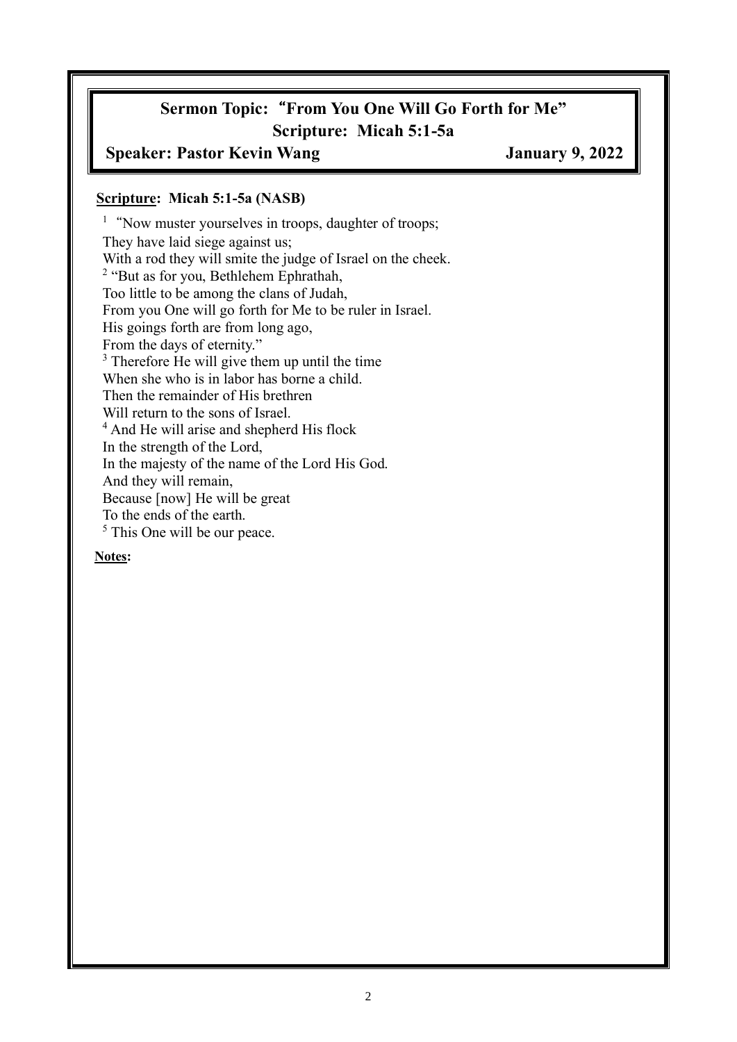## Sermon Topic:“From You One Will Go Forth for Me”
## Scripture: Micah 5:1-5a

**Speaker: Pastor Kevin Wang** **January 9, 2022**

**Scripture: Micah 5:1-5a (NASB)**

[1] “Now muster yourselves in troops, daughter of troops;
They have laid siege against us;
With a rod they will smite the judge of Israel on the cheek.
[2] “But as for you, Bethlehem Ephrathah,
Too little to be among the clans of Judah,
From you One will go forth for Me to be ruler in Israel.
His goings forth are from long ago,
From the days of eternity.”
[3] Therefore He will give them up until the time
When she who is in labor has borne a child.
Then the remainder of His brethren
Will return to the sons of Israel.
[4] And He will arise and shepherd His flock
In the strength of the Lord,
In the majesty of the name of the Lord His God.
And they will remain,
Because [now] He will be great
To the ends of the earth.
[5] This One will be our peace.

**Notes:**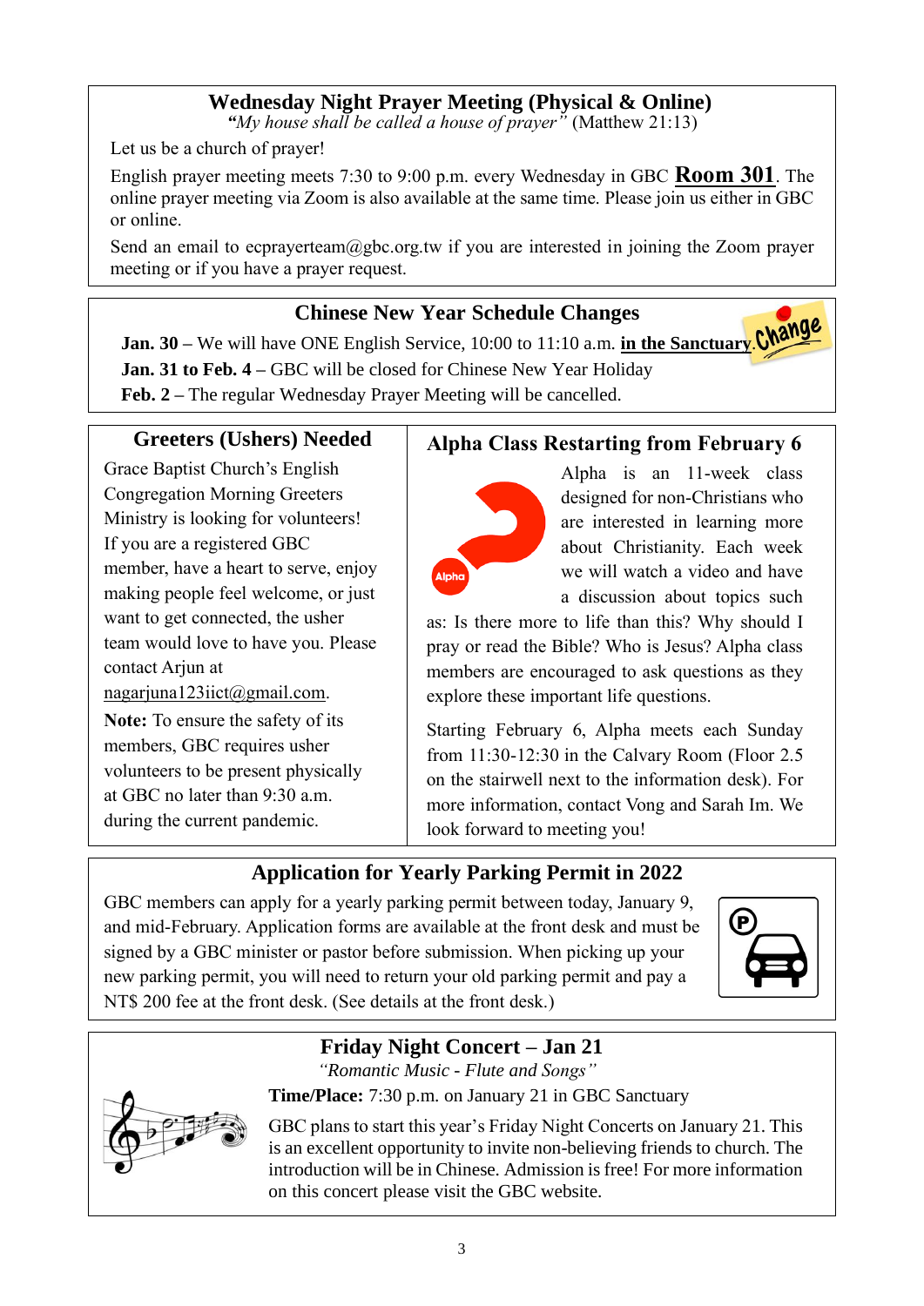## Wednesday Night Prayer Meeting (Physical & Online)

*"My house shall be called a house of prayer"* (Matthew 21:13)

Let us be a church of prayer!

English prayer meeting meets 7:30 to 9:00 p.m. every Wednesday in GBC **Room 301**. The online prayer meeting via Zoom is also available at the same time. Please join us either in GBC or online.

Send an email to ecprayerteam@gbc.org.tw if you are interested in joining the Zoom prayer meeting or if you have a prayer request.

## Chinese New Year Schedule Changes

**Jan. 30 –** We will have ONE English Service, 10:00 to 11:10 a.m. **in the Sanctuary**.

**Jan. 31 to Feb. 4 –** GBC will be closed for Chinese New Year Holiday

**Feb. 2 –** The regular Wednesday Prayer Meeting will be cancelled.

## Greeters (Ushers) Needed

Grace Baptist Church's English Congregation Morning Greeters Ministry is looking for volunteers! If you are a registered GBC member, have a heart to serve, enjoy making people feel welcome, or just want to get connected, the usher team would love to have you. Please contact Arjun at nagarjuna123iict@gmail.com.

**Note:** To ensure the safety of its members, GBC requires usher volunteers to be present physically at GBC no later than 9:30 a.m. during the current pandemic.

## Alpha Class Restarting from February 6

Alpha is an 11-week class designed for non-Christians who are interested in learning more about Christianity. Each week we will watch a video and have a discussion about topics such as: Is there more to life than this? Why should I pray or read the Bible? Who is Jesus? Alpha class members are encouraged to ask questions as they explore these important life questions.

Starting February 6, Alpha meets each Sunday from 11:30-12:30 in the Calvary Room (Floor 2.5 on the stairwell next to the information desk). For more information, contact Vong and Sarah Im. We look forward to meeting you!

## Application for Yearly Parking Permit in 2022

GBC members can apply for a yearly parking permit between today, January 9, and mid-February. Application forms are available at the front desk and must be signed by a GBC minister or pastor before submission. When picking up your new parking permit, you will need to return your old parking permit and pay a NT$ 200 fee at the front desk. (See details at the front desk.)

## Friday Night Concert – Jan 21

*"Romantic Music - Flute and Songs"*

**Time/Place:** 7:30 p.m. on January 21 in GBC Sanctuary

GBC plans to start this year's Friday Night Concerts on January 21. This is an excellent opportunity to invite non-believing friends to church. The introduction will be in Chinese. Admission is free! For more information on this concert please visit the GBC website.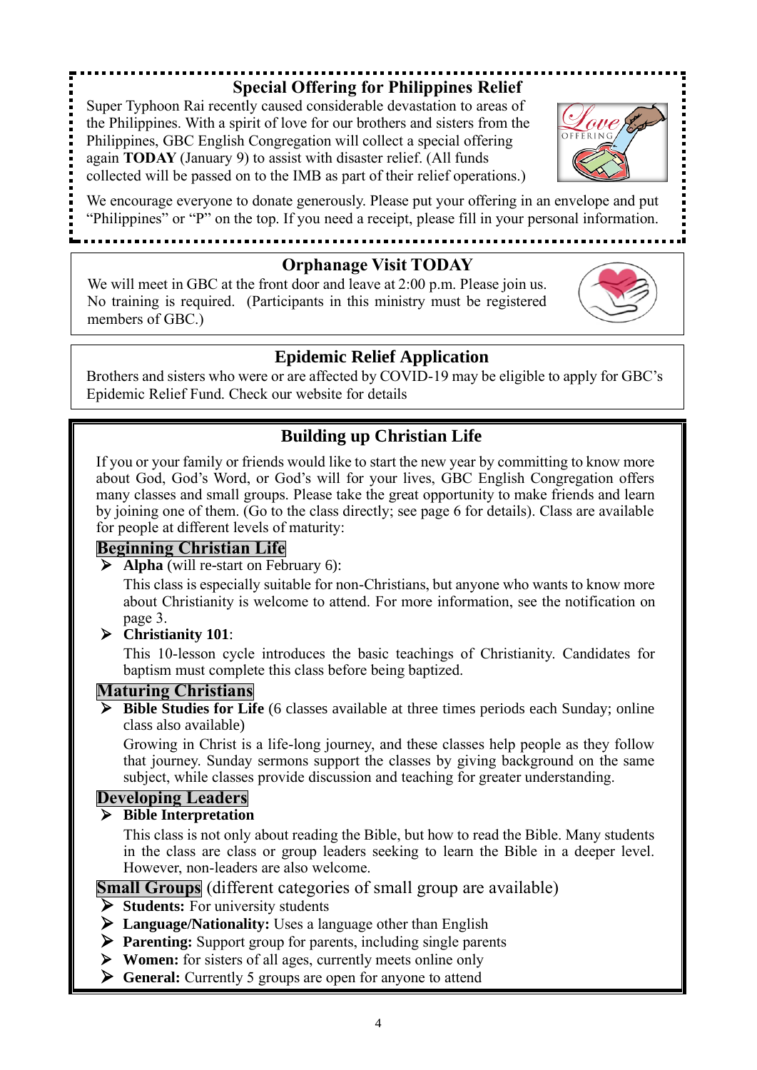## Special Offering for Philippines Relief

Super Typhoon Rai recently caused considerable devastation to areas of the Philippines. With a spirit of love for our brothers and sisters from the Philippines, GBC English Congregation will collect a special offering again **TODAY** (January 9) to assist with disaster relief. (All funds collected will be passed on to the IMB as part of their relief operations.)

We encourage everyone to donate generously. Please put your offering in an envelope and put "Philippines" or "P" on the top. If you need a receipt, please fill in your personal information.

## Orphanage Visit TODAY

We will meet in GBC at the front door and leave at 2:00 p.m. Please join us. No training is required. (Participants in this ministry must be registered members of GBC.)

## Epidemic Relief Application

Brothers and sisters who were or are affected by COVID-19 may be eligible to apply for GBC's Epidemic Relief Fund. Check our website for details

## Building up Christian Life

If you or your family or friends would like to start the new year by committing to know more about God, God's Word, or God's will for your lives, GBC English Congregation offers many classes and small groups. Please take the great opportunity to make friends and learn by joining one of them. (Go to the class directly; see page 6 for details). Class are available for people at different levels of maturity:

### Beginning Christian Life

- **Alpha** (will re-start on February 6):

  This class is especially suitable for non-Christians, but anyone who wants to know more about Christianity is welcome to attend. For more information, see the notification on page 3.

- **Christianity 101**:

  This 10-lesson cycle introduces the basic teachings of Christianity. Candidates for baptism must complete this class before being baptized.

### Maturing Christians

- **Bible Studies for Life** (6 classes available at three times periods each Sunday; online class also available)

  Growing in Christ is a life-long journey, and these classes help people as they follow that journey. Sunday sermons support the classes by giving background on the same subject, while classes provide discussion and teaching for greater understanding.

### Developing Leaders

- **Bible Interpretation**

  This class is not only about reading the Bible, but how to read the Bible. Many students in the class are class or group leaders seeking to learn the Bible in a deeper level. However, non-leaders are also welcome.

### Small Groups (different categories of small group are available)

- **Students:** For university students
- **Language/Nationality:** Uses a language other than English
- **Parenting:** Support group for parents, including single parents
- **Women:** for sisters of all ages, currently meets online only
- **General:** Currently 5 groups are open for anyone to attend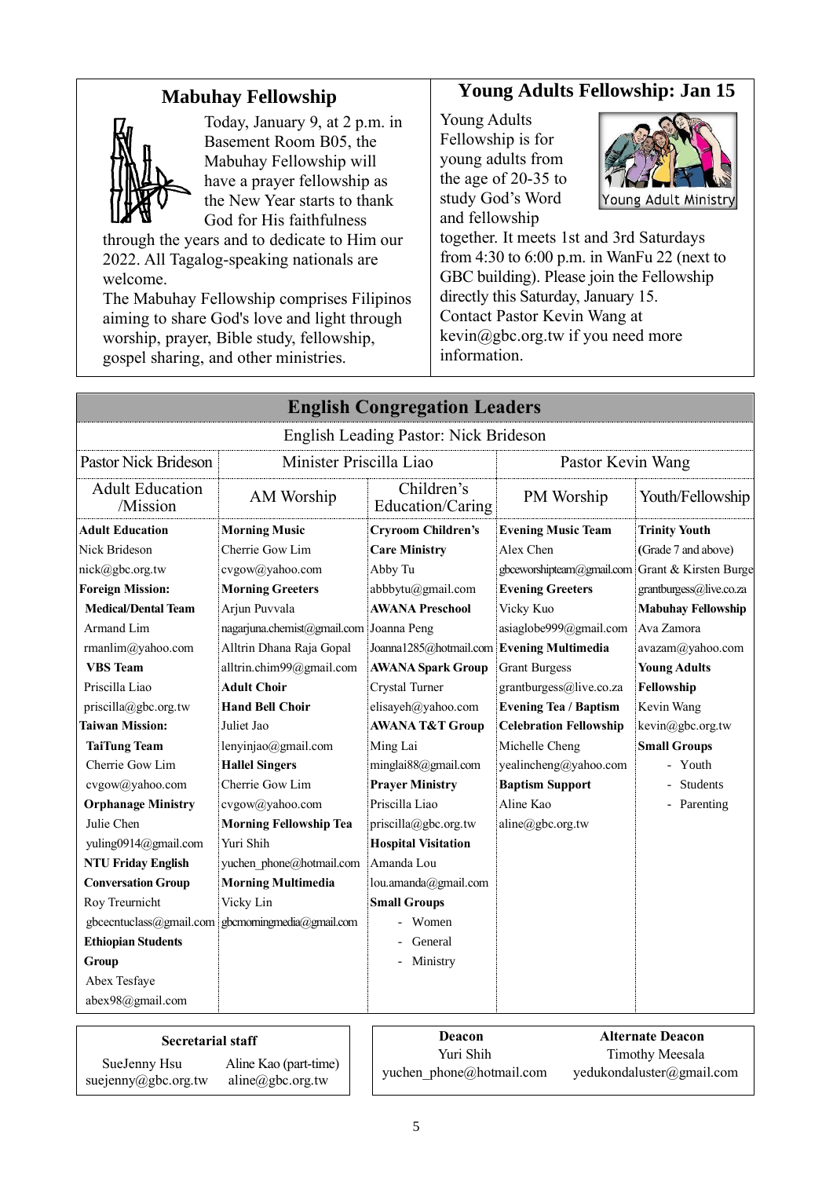## Mabuhay Fellowship

Today, January 9, at 2 p.m. in Basement Room B05, the Mabuhay Fellowship will have a prayer fellowship as the New Year starts to thank God for His faithfulness through the years and to dedicate to Him our 2022. All Tagalog-speaking nationals are welcome.

The Mabuhay Fellowship comprises Filipinos aiming to share God's love and light through worship, prayer, Bible study, fellowship, gospel sharing, and other ministries.

## Young Adults Fellowship: Jan 15

Young Adults Fellowship is for young adults from the age of 20-35 to study God's Word and fellowship together. It meets 1st and 3rd Saturdays from 4:30 to 6:00 p.m. in WanFu 22 (next to GBC building). Please join the Fellowship directly this Saturday, January 15. Contact Pastor Kevin Wang at kevin@gbc.org.tw if you need more information.

## English Congregation Leaders

English Leading Pastor: Nick Brideson

| Pastor Nick Brideson | Minister Priscilla Liao | | Pastor Kevin Wang | |
|---|---|---|---|---|
| Adult Education /Mission | AM Worship | Children's Education/Caring | PM Worship | Youth/Fellowship |
| **Adult Education** | **Morning Music** | **Cryroom Children's Care Ministry** | **Evening Music Team** | **Trinity Youth** (Grade 7 and above) |
| Nick Brideson | Cherrie Gow Lim | Abby Tu | Alex Chen | Grant & Kirsten Burgess |
| nick@gbc.org.tw | cvgow@yahoo.com | abbbytu@gmail.com | gbceworshipteam@gmail.com | grantburgess@live.co.za |
| **Foreign Mission:** | **Morning Greeters** | **AWANA Preschool** | **Evening Greeters** | **Mabuhay Fellowship** |
| **Medical/Dental Team** | Arjun Puvvala | Joanna Peng | Vicky Kuo | Ava Zamora |
| Armand Lim | nagarjuna.chemist@gmail.com | Joanna1285@hotmail.com | asiaglobe999@gmail.com | avazam@yahoo.com |
| rmanlim@yahoo.com | Alltrin Dhana Raja Gopal | **AWANA Spark Group** | **Evening Multimedia** | **Young Adults Fellowship** |
| **VBS Team** | alltrin.chim99@gmail.com | Crystal Turner | Grant Burgess | Kevin Wang |
| Priscilla Liao | **Adult Choir** | elisayeh@yahoo.com | grantburgess@live.co.za | kevin@gbc.org.tw |
| priscilla@gbc.org.tw | **Hand Bell Choir** | **AWANA T&T Group** | **Evening Tea / Baptism Celebration Fellowship** | **Small Groups** |
| **Taiwan Mission:** | Juliet Jao | Ming Lai | Michelle Cheng | - Youth |
| **TaiTung Team** | lenyinjao@gmail.com | minglai88@gmail.com | yealincheng@yahoo.com | - Students |
| Cherrie Gow Lim | **Hallel Singers** | **Prayer Ministry** | **Baptism Support** | - Parenting |
| cvgow@yahoo.com | Cherrie Gow Lim | Priscilla Liao | Aline Kao | |
| **Orphanage Ministry** | cvgow@yahoo.com | priscilla@gbc.org.tw | aline@gbc.org.tw | |
| Julie Chen | **Morning Fellowship Tea** | **Hospital Visitation** | | |
| yuling0914@gmail.com | Yuri Shih | Amanda Lou | | |
| **NTU Friday English Conversation Group** | yuchen_phone@hotmail.com | lou.amanda@gmail.com | | |
| Roy Treurnicht | **Morning Multimedia** | **Small Groups** | | |
| gbcecntuclass@gmail.com | Vicky Lin | - Women | | |
| **Ethiopian Students Group** | gbcmorningmedia@gmail.com | - General | | |
| Abex Tesfaye | | - Ministry | | |
| abex98@gmail.com | | | | |

**Secretarial staff**

| SueJenny Hsu | Aline Kao (part-time) |
|---|---|
| suejenny@gbc.org.tw | aline@gbc.org.tw |

| **Deacon** | **Alternate Deacon** |
|---|---|
| Yuri Shih | Timothy Meesala |
| yuchen_phone@hotmail.com | yedukondaluster@gmail.com |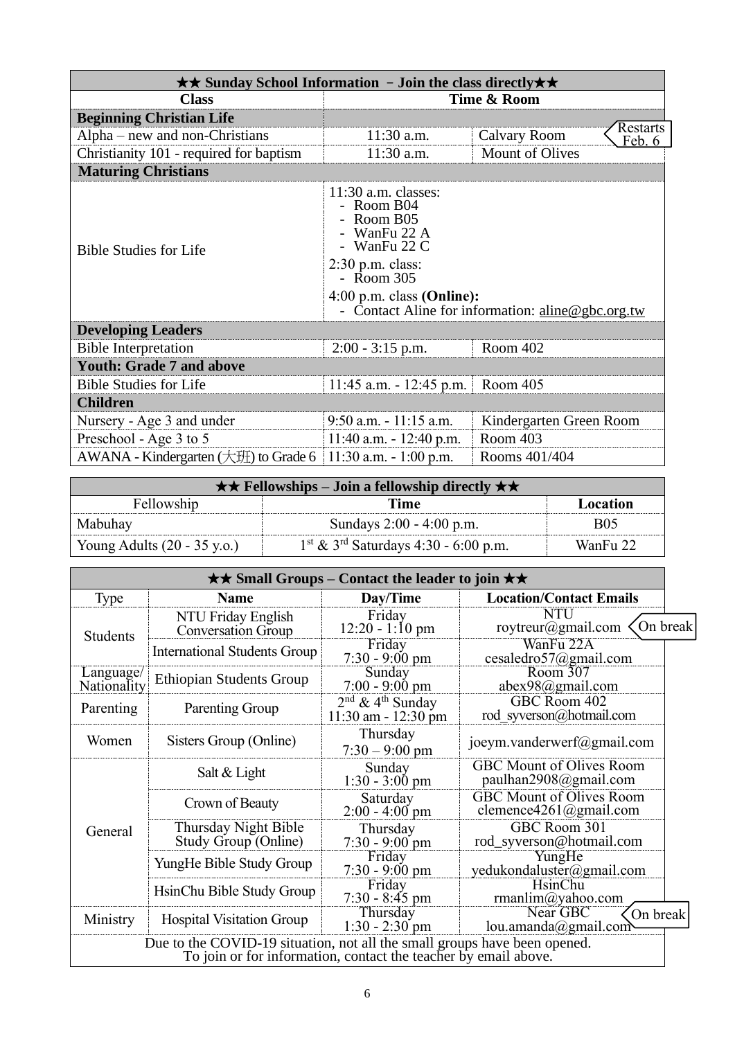| ★★ Sunday School Information – Join the class directly★★ | | |
|---|---|---|
| **Class** | **Time & Room** | |
| **Beginning Christian Life** | | |
| Alpha – new and non-Christians | 11:30 a.m. | Calvary Room (Restarts Feb. 6) |
| Christianity 101 - required for baptism | 11:30 a.m. | Mount of Olives |
| **Maturing Christians** | | |
| Bible Studies for Life | 11:30 a.m. classes: - Room B04 - Room B05 - WanFu 22 A - WanFu 22 C; 2:30 p.m. class: - Room 305; 4:00 p.m. class **(Online):** - Contact Aline for information: aline@gbc.org.tw | |
| **Developing Leaders** | | |
| Bible Interpretation | 2:00 - 3:15 p.m. | Room 402 |
| **Youth: Grade 7 and above** | | |
| Bible Studies for Life | 11:45 a.m. - 12:45 p.m. | Room 405 |
| **Children** | | |
| Nursery - Age 3 and under | 9:50 a.m. - 11:15 a.m. | Kindergarten Green Room |
| Preschool - Age 3 to 5 | 11:40 a.m. - 12:40 p.m. | Room 403 |
| AWANA - Kindergarten (大班) to Grade 6 | 11:30 a.m. - 1:00 p.m. | Rooms 401/404 |

| ★★ Fellowships – Join a fellowship directly ★★ | | |
|---|---|---|
| Fellowship | **Time** | **Location** |
| Mabuhay | Sundays 2:00 - 4:00 p.m. | B05 |
| Young Adults (20 - 35 y.o.) | 1st & 3rd Saturdays 4:30 - 6:00 p.m. | WanFu 22 |

| ★★ Small Groups – Contact the leader to join ★★ | | | |
|---|---|---|---|
| Type | **Name** | **Day/Time** | **Location/Contact Emails** |
| Students | NTU Friday English Conversation Group | Friday 12:20 - 1:10 pm | NTU roytreur@gmail.com (On break) |
| | International Students Group | Friday 7:30 - 9:00 pm | WanFu 22A cesaledro57@gmail.com |
| Language/ Nationality | Ethiopian Students Group | Sunday 7:00 - 9:00 pm | Room 307 abex98@gmail.com |
| Parenting | Parenting Group | 2nd & 4th Sunday 11:30 am - 12:30 pm | GBC Room 402 rod_syverson@hotmail.com |
| Women | Sisters Group (Online) | Thursday 7:30 – 9:00 pm | joeym.vanderwerf@gmail.com |
| General | Salt & Light | Sunday 1:30 - 3:00 pm | GBC Mount of Olives Room paulhan2908@gmail.com |
| | Crown of Beauty | Saturday 2:00 - 4:00 pm | GBC Mount of Olives Room clemence4261@gmail.com |
| | Thursday Night Bible Study Group (Online) | Thursday 7:30 - 9:00 pm | GBC Room 301 rod_syverson@hotmail.com |
| | YungHe Bible Study Group | Friday 7:30 - 9:00 pm | YungHe yedukondaluster@gmail.com |
| | HsinChu Bible Study Group | Friday 7:30 - 8:45 pm | HsinChu rmanlim@yahoo.com |
| Ministry | Hospital Visitation Group | Thursday 1:30 - 2:30 pm | Near GBC lou.amanda@gmail.com (On break) |
| Due to the COVID-19 situation, not all the small groups have been opened. To join or for information, contact the teacher by email above. | | | |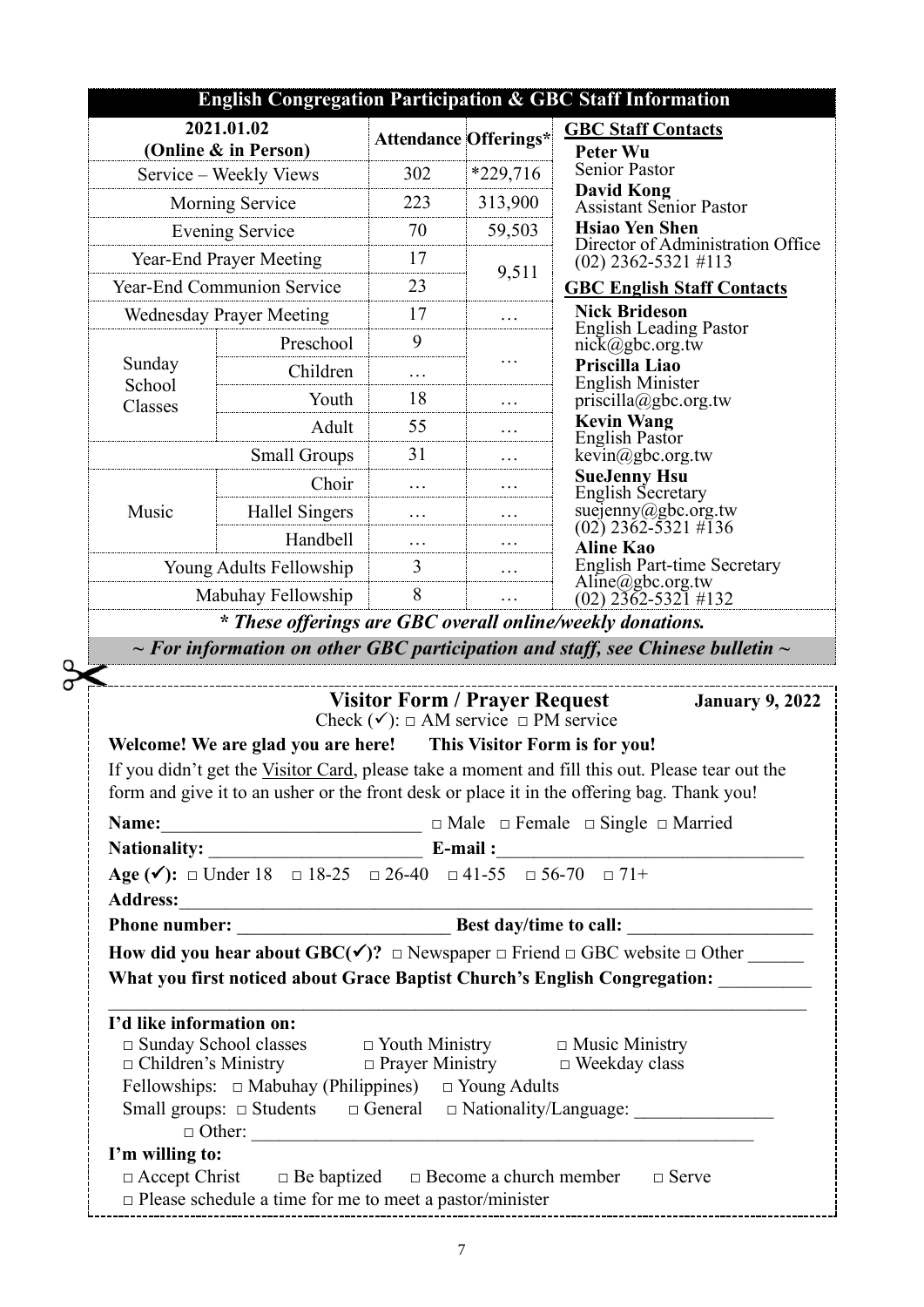## English Congregation Participation & GBC Staff Information

| 2021.01.02 (Online & in Person) | | Attendance | Offerings* |
|---|---|---|---|
| Service – Weekly Views | | 302 | *229,716 |
| Morning Service | | 223 | 313,900 |
| Evening Service | | 70 | 59,503 |
| Year-End Prayer Meeting | | 17 | 9,511 |
| Year-End Communion Service | | 23 | |
| Wednesday Prayer Meeting | | 17 | … |
| Sunday School Classes | Preschool | 9 | … |
| | Children | … | |
| | Youth | 18 | … |
| | Adult | 55 | … |
| Small Groups | | 31 | … |
| Music | Choir | … | … |
| | Hallel Singers | … | … |
| | Handbell | … | … |
| Young Adults Fellowship | | 3 | … |
| Mabuhay Fellowship | | 8 | … |

**GBC Staff Contacts**

**Peter Wu**
Senior Pastor

**David Kong**
Assistant Senior Pastor

**Hsiao Yen Shen**
Director of Administration Office
(02) 2362-5321 #113

**GBC English Staff Contacts**

**Nick Brideson**
English Leading Pastor
nick@gbc.org.tw

**Priscilla Liao**
English Minister
priscilla@gbc.org.tw

**Kevin Wang**
English Pastor
kevin@gbc.org.tw

**SueJenny Hsu**
English Secretary
suejenny@gbc.org.tw
(02) 2362-5321 #136

**Aline Kao**
English Part-time Secretary
Aline@gbc.org.tw
(02) 2362-5321 #132

***These offerings are GBC overall online/weekly donations.**

***~ For information on other GBC participation and staff, see Chinese bulletin ~***

---

## Visitor Form / Prayer Request

**January 9, 2022**

Check (✓): □ AM service □ PM service

**Welcome! We are glad you are here! This Visitor Form is for you!**

If you didn't get the Visitor Card, please take a moment and fill this out. Please tear out the form and give it to an usher or the front desk or place it in the offering bag. Thank you!

**Name:**____________________________ □ Male □ Female □ Single □ Married

**Nationality:** _______________________ **E-mail :**________________________________

**Age (✓):** □ Under 18 □ 18-25 □ 26-40 □ 41-55 □ 56-70 □ 71+

**Address:**_____________________________________________________________________

**Phone number:** ______________________ **Best day/time to call:** ___________________

**How did you hear about GBC(✓)?** □ Newspaper □ Friend □ GBC website □ Other ______

**What you first noticed about Grace Baptist Church's English Congregation:** __________

_____________________________________________________________________________

**I'd like information on:**

□ Sunday School classes □ Youth Ministry □ Music Ministry
□ Children's Ministry □ Prayer Ministry □ Weekday class

Fellowships: □ Mabuhay (Philippines) □ Young Adults

Small groups: □ Students □ General □ Nationality/Language: _______________

□ Other: _______________________________________________________

**I'm willing to:**

□ Accept Christ □ Be baptized □ Become a church member □ Serve
□ Please schedule a time for me to meet a pastor/minister